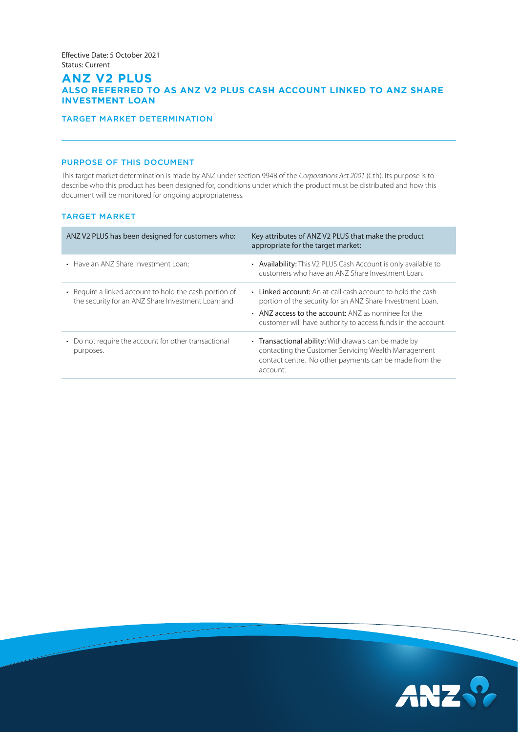Effective Date: 5 October 2021
Status: Current

# ANZ V2 PLUS

## ALSO REFERRED TO AS ANZ V2 PLUS CASH ACCOUNT LINKED TO ANZ SHARE INVESTMENT LOAN

### TARGET MARKET DETERMINATION

### PURPOSE OF THIS DOCUMENT

This target market determination is made by ANZ under section 994B of the *Corporations Act 2001* (Cth). Its purpose is to describe who this product has been designed for, conditions under which the product must be distributed and how this document will be monitored for ongoing appropriateness.

### TARGET MARKET

| ANZ V2 PLUS has been designed for customers who: | Key attributes of ANZ V2 PLUS that make the product appropriate for the target market: |
|---|---|
| • Have an ANZ Share Investment Loan; | • **Availability:** This V2 PLUS Cash Account is only available to customers who have an ANZ Share Investment Loan. |
| • Require a linked account to hold the cash portion of the security for an ANZ Share Investment Loan; and | • **Linked account:** An at-call cash account to hold the cash portion of the security for an ANZ Share Investment Loan.<br>• **ANZ access to the account:** ANZ as nominee for the customer will have authority to access funds in the account. |
| • Do not require the account for other transactional purposes. | • **Transactional ability:** Withdrawals can be made by contacting the Customer Servicing Wealth Management contact centre. No other payments can be made from the account. |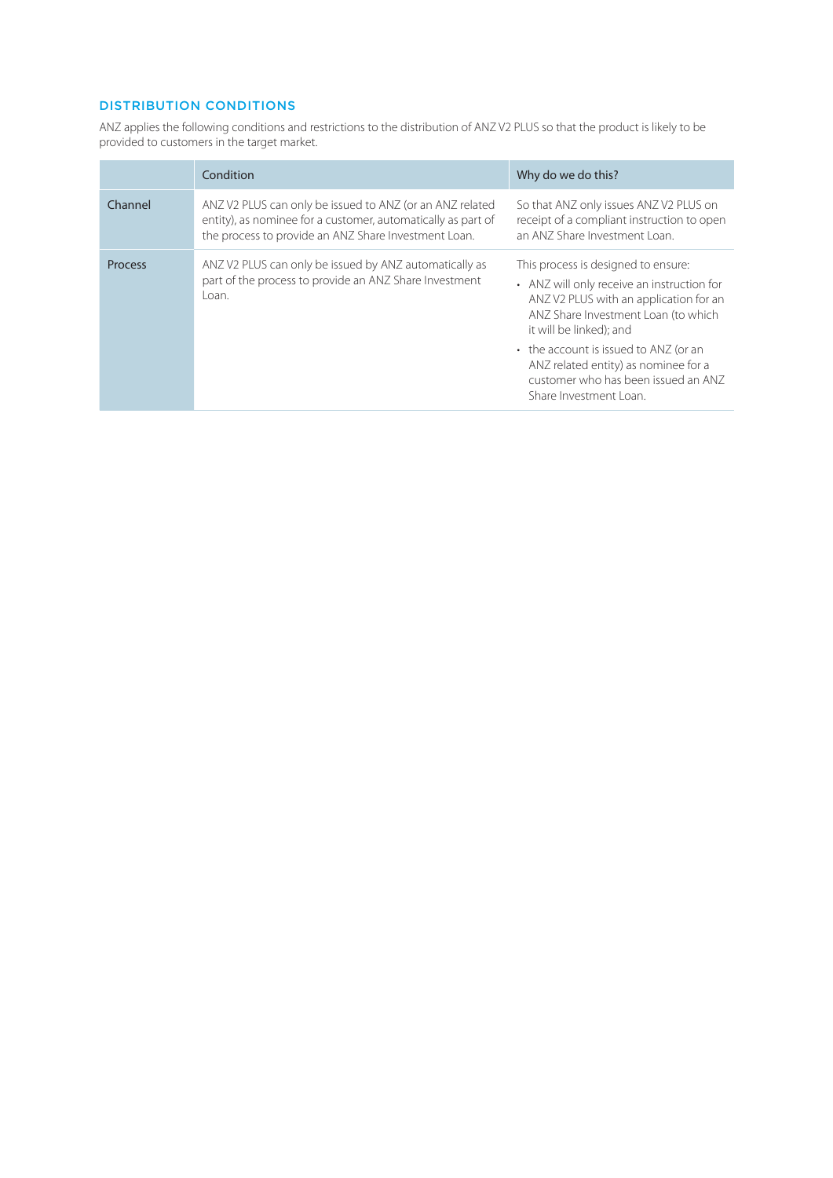## DISTRIBUTION CONDITIONS

ANZ applies the following conditions and restrictions to the distribution of ANZ V2 PLUS so that the product is likely to be provided to customers in the target market.

| | Condition | Why do we do this? |
|---|---|---|
| Channel | ANZ V2 PLUS can only be issued to ANZ (or an ANZ related entity), as nominee for a customer, automatically as part of the process to provide an ANZ Share Investment Loan. | So that ANZ only issues ANZ V2 PLUS on receipt of a compliant instruction to open an ANZ Share Investment Loan. |
| Process | ANZ V2 PLUS can only be issued by ANZ automatically as part of the process to provide an ANZ Share Investment Loan. | This process is designed to ensure:<br>• ANZ will only receive an instruction for ANZ V2 PLUS with an application for an ANZ Share Investment Loan (to which it will be linked); and<br>• the account is issued to ANZ (or an ANZ related entity) as nominee for a customer who has been issued an ANZ Share Investment Loan. |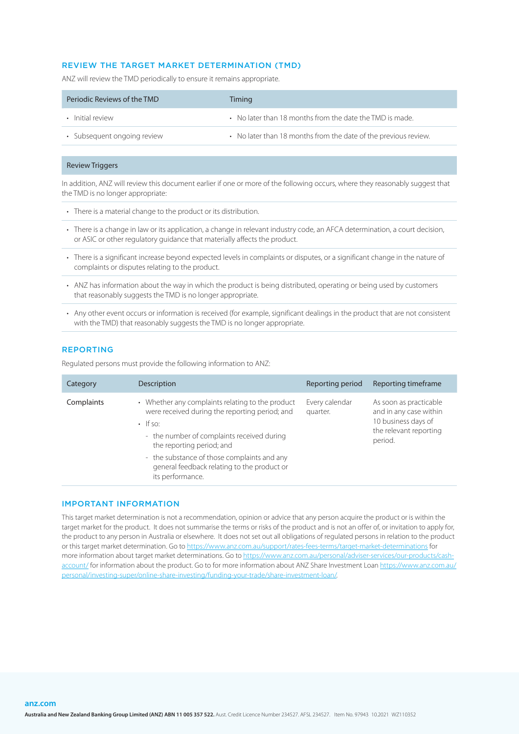## REVIEW THE TARGET MARKET DETERMINATION (TMD)

ANZ will review the TMD periodically to ensure it remains appropriate.

| Periodic Reviews of the TMD | Timing |
|---|---|
| • Initial review | • No later than 18 months from the date the TMD is made. |
| • Subsequent ongoing review | • No later than 18 months from the date of the previous review. |

### Review Triggers

In addition, ANZ will review this document earlier if one or more of the following occurs, where they reasonably suggest that the TMD is no longer appropriate:

- There is a material change to the product or its distribution.
- There is a change in law or its application, a change in relevant industry code, an AFCA determination, a court decision, or ASIC or other regulatory guidance that materially affects the product.
- There is a significant increase beyond expected levels in complaints or disputes, or a significant change in the nature of complaints or disputes relating to the product.
- ANZ has information about the way in which the product is being distributed, operating or being used by customers that reasonably suggests the TMD is no longer appropriate.
- Any other event occurs or information is received (for example, significant dealings in the product that are not consistent with the TMD) that reasonably suggests the TMD is no longer appropriate.

## REPORTING

Regulated persons must provide the following information to ANZ:

| Category | Description | Reporting period | Reporting timeframe |
|---|---|---|---|
| Complaints | • Whether any complaints relating to the product were received during the reporting period; and<br>• If so:<br>- the number of complaints received during the reporting period; and<br>- the substance of those complaints and any general feedback relating to the product or its performance. | Every calendar quarter. | As soon as practicable and in any case within 10 business days of the relevant reporting period. |

## IMPORTANT INFORMATION

This target market determination is not a recommendation, opinion or advice that any person acquire the product or is within the target market for the product. It does not summarise the terms or risks of the product and is not an offer of, or invitation to apply for, the product to any person in Australia or elsewhere. It does not set out all obligations of regulated persons in relation to the product or this target market determination. Go to https://www.anz.com.au/support/rates-fees-terms/target-market-determinations for more information about target market determinations. Go to https://www.anz.com.au/personal/adviser-services/our-products/cash-account/ for information about the product. Go to for more information about ANZ Share Investment Loan https://www.anz.com.au/personal/investing-super/online-share-investing/funding-your-trade/share-investment-loan/.

anz.com

**Australia and New Zealand Banking Group Limited (ANZ) ABN 11 005 357 522.** Aust. Credit Licence Number 234527. AFSL 234527. Item No. 97943 10.2021 WZ110352